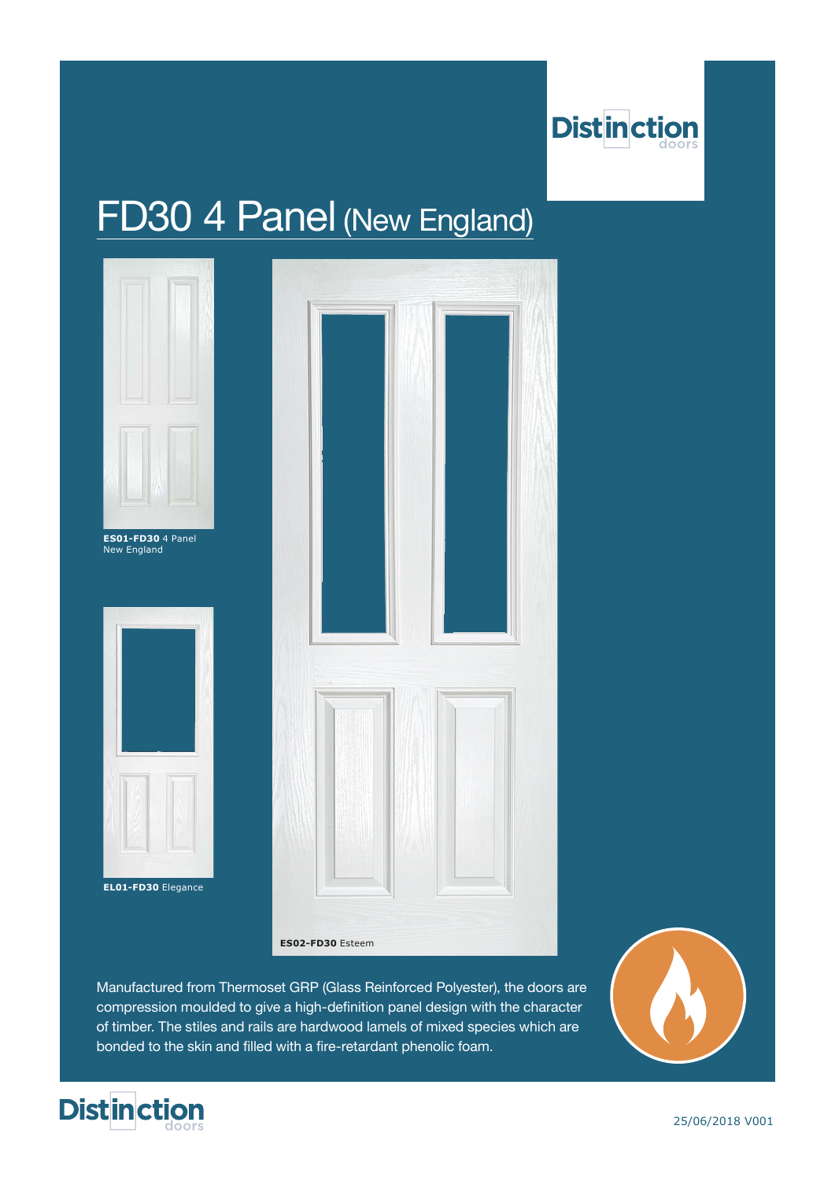Distinction doors

# FD30 4 Panel (New England)

**ES01-FD30** 4 Panel New England

**EL01-FD30** Elegance

**ES02-FD30** Esteem

Manufactured from Thermoset GRP (Glass Reinforced Polyester), the doors are compression moulded to give a high-definition panel design with the character of timber. The stiles and rails are hardwood lamels of mixed species which are bonded to the skin and filled with a fire-retardant phenolic foam.

Distinction doors

25/06/2018 V001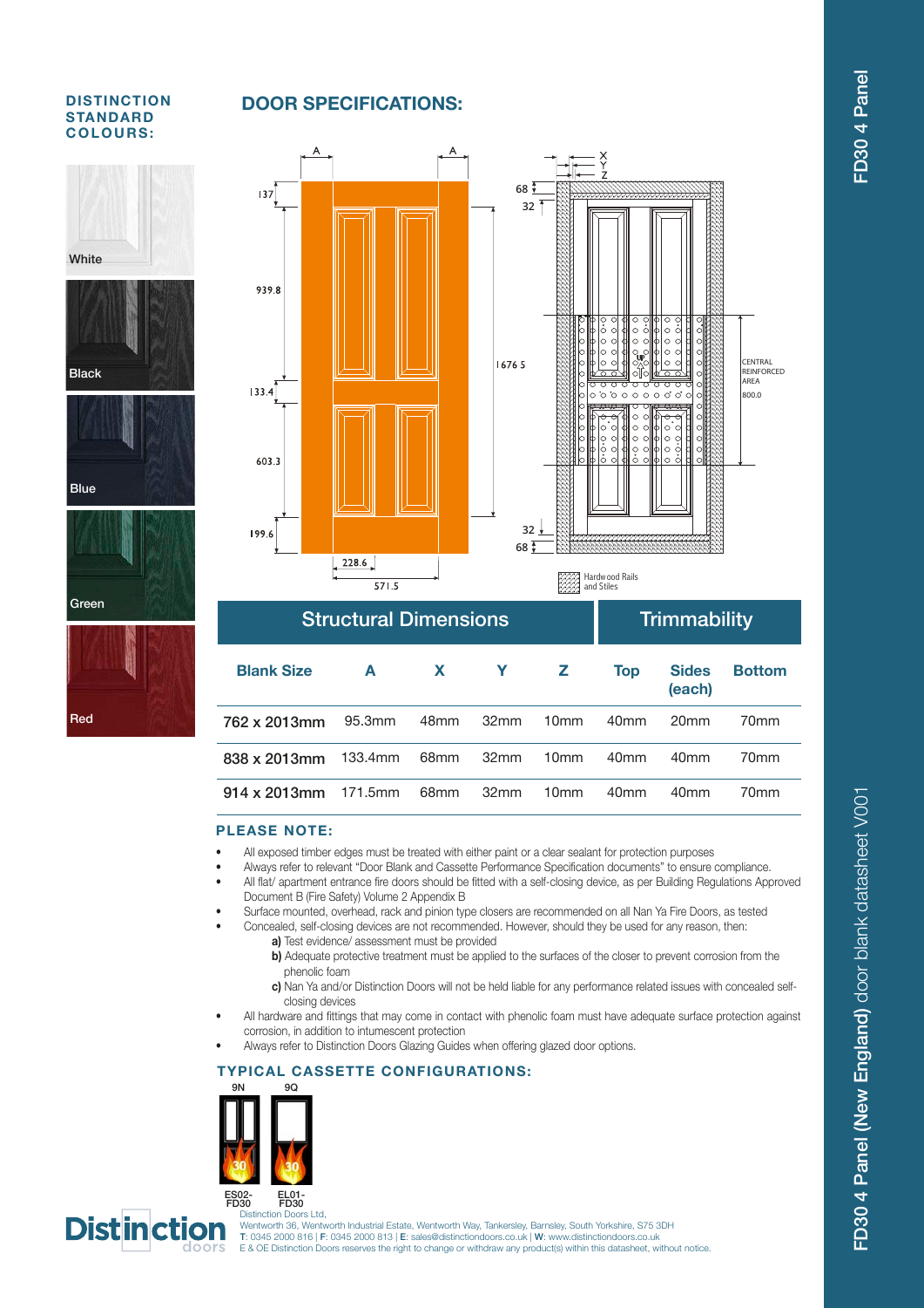## DISTINCTION STANDARD COLOURS:

White

Black

Blue

Green

Red

## DOOR SPECIFICATIONS:

A
A
X
Y
Z
137
939.8
133.4
603.3
199.6
228.6
571.5
1676 5
68
32
32
68
CENTRAL REINFORCED AREA
800.0
Hardwood Rails and Stiles

| Structural Dimensions | | | | | Trimmability | | |
|---|---|---|---|---|---|---|---|
| **Blank Size** | **A** | **X** | **Y** | **Z** | **Top** | **Sides (each)** | **Bottom** |
| 762 x 2013mm | 95.3mm | 48mm | 32mm | 10mm | 40mm | 20mm | 70mm |
| 838 x 2013mm | 133.4mm | 68mm | 32mm | 10mm | 40mm | 40mm | 70mm |
| 914 x 2013mm | 171.5mm | 68mm | 32mm | 10mm | 40mm | 40mm | 70mm |

### PLEASE NOTE:

- All exposed timber edges must be treated with either paint or a clear sealant for protection purposes
- Always refer to relevant "Door Blank and Cassette Performance Specification documents" to ensure compliance.
- All flat/ apartment entrance fire doors should be fitted with a self-closing device, as per Building Regulations Approved Document B (Fire Safety) Volume 2 Appendix B
- Surface mounted, overhead, rack and pinion type closers are recommended on all Nan Ya Fire Doors, as tested
- Concealed, self-closing devices are not recommended. However, should they be used for any reason, then:
  - **a)** Test evidence/ assessment must be provided
  - **b)** Adequate protective treatment must be applied to the surfaces of the closer to prevent corrosion from the phenolic foam
  - **c)** Nan Ya and/or Distinction Doors will not be held liable for any performance related issues with concealed self-closing devices
- All hardware and fittings that may come in contact with phenolic foam must have adequate surface protection against corrosion, in addition to intumescent protection
- Always refer to Distinction Doors Glazing Guides when offering glazed door options.

### TYPICAL CASSETTE CONFIGURATIONS:

9N — ES02-FD30

9Q — EL01-FD30

Distinction doors

Distinction Doors Ltd,
Wentworth 36, Wentworth Industrial Estate, Wentworth Way, Tankersley, Barnsley, South Yorkshire, S75 3DH
**T**: 0345 2000 816 | **F**: 0345 2000 813 | **E**: sales@distinctiondoors.co.uk | **W**: www.distinctiondoors.co.uk
E & OE Distinction Doors reserves the right to change or withdraw any product(s) within this datasheet, without notice.

FD30 4 Panel

**FD30 4 Panel (New England)** door blank datasheet V001